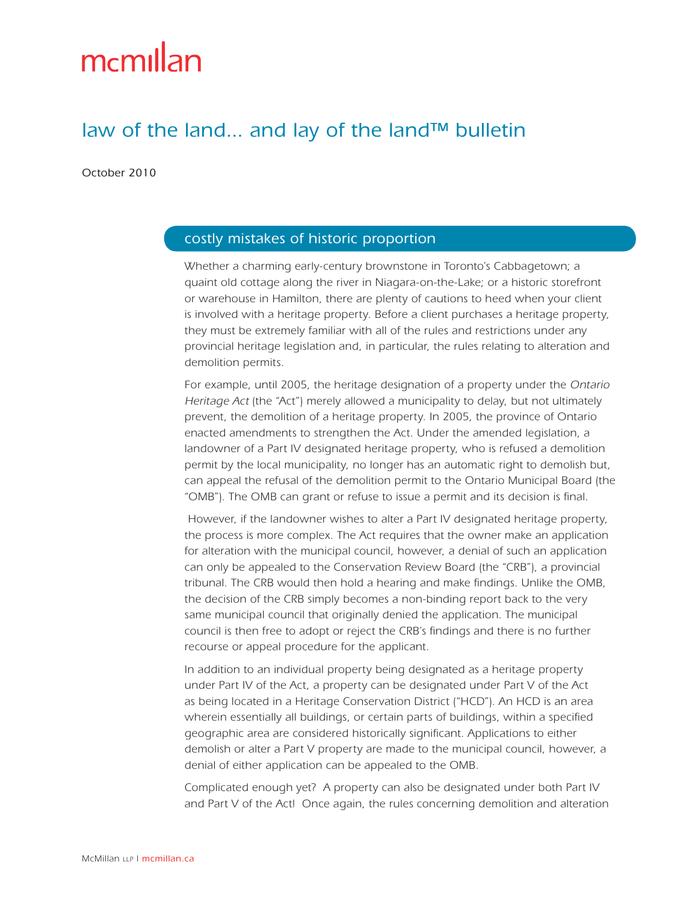# mcmillan

## law of the land... and lay of the land™ bulletin

October 2010

### costly mistakes of historic proportion

Whether a charming early-century brownstone in Toronto's Cabbagetown; a quaint old cottage along the river in Niagara-on-the-Lake; or a historic storefront or warehouse in Hamilton, there are plenty of cautions to heed when your client is involved with a heritage property. Before a client purchases a heritage property, they must be extremely familiar with all of the rules and restrictions under any provincial heritage legislation and, in particular, the rules relating to alteration and demolition permits.

For example, until 2005, the heritage designation of a property under the *Ontario Heritage Act* (the "Act") merely allowed a municipality to delay, but not ultimately prevent, the demolition of a heritage property. In 2005, the province of Ontario enacted amendments to strengthen the Act. Under the amended legislation, a landowner of a Part IV designated heritage property, who is refused a demolition permit by the local municipality, no longer has an automatic right to demolish but, can appeal the refusal of the demolition permit to the Ontario Municipal Board (the "OMB"). The OMB can grant or refuse to issue a permit and its decision is final.

However, if the landowner wishes to alter a Part IV designated heritage property, the process is more complex. The Act requires that the owner make an application for alteration with the municipal council, however, a denial of such an application can only be appealed to the Conservation Review Board (the "CRB"), a provincial tribunal. The CRB would then hold a hearing and make findings. Unlike the OMB, the decision of the CRB simply becomes a non-binding report back to the very same municipal council that originally denied the application. The municipal council is then free to adopt or reject the CRB's findings and there is no further recourse or appeal procedure for the applicant.

In addition to an individual property being designated as a heritage property under Part IV of the Act, a property can be designated under Part V of the Act as being located in a Heritage Conservation District ("HCD"). An HCD is an area wherein essentially all buildings, or certain parts of buildings, within a specified geographic area are considered historically significant. Applications to either demolish or alter a Part V property are made to the municipal council, however, a denial of either application can be appealed to the OMB.

Complicated enough yet? A property can also be designated under both Part IV and Part V of the Act! Once again, the rules concerning demolition and alteration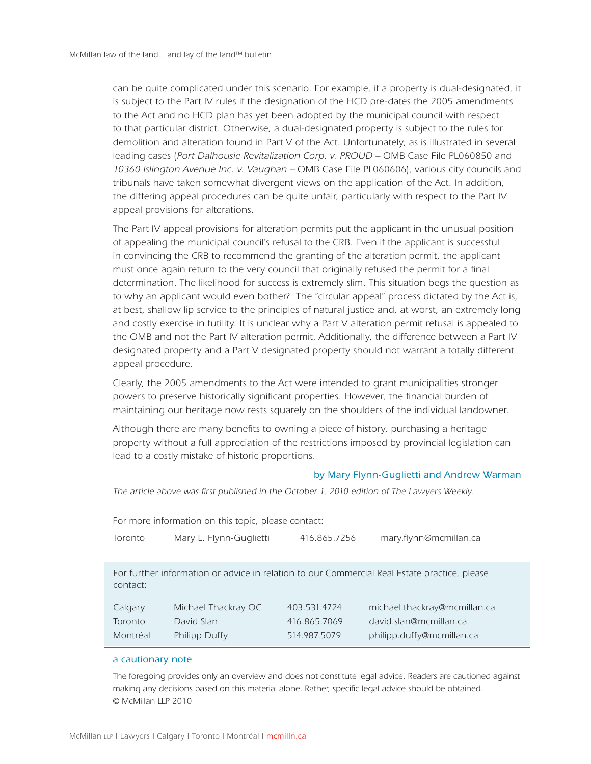can be quite complicated under this scenario. For example, if a property is dual-designated, it is subject to the Part IV rules if the designation of the HCD pre-dates the 2005 amendments to the Act and no HCD plan has yet been adopted by the municipal council with respect to that particular district. Otherwise, a dual-designated property is subject to the rules for demolition and alteration found in Part V of the Act. Unfortunately, as is illustrated in several leading cases (*Port Dalhousie Revitalization Corp. v. PROUD* – OMB Case File PL060850 and *10360 Islington Avenue Inc. v. Vaughan* – OMB Case File PL060606), various city councils and tribunals have taken somewhat divergent views on the application of the Act. In addition, the differing appeal procedures can be quite unfair, particularly with respect to the Part IV appeal provisions for alterations.

The Part IV appeal provisions for alteration permits put the applicant in the unusual position of appealing the municipal council's refusal to the CRB. Even if the applicant is successful in convincing the CRB to recommend the granting of the alteration permit, the applicant must once again return to the very council that originally refused the permit for a final determination. The likelihood for success is extremely slim. This situation begs the question as to why an applicant would even bother? The "circular appeal" process dictated by the Act is, at best, shallow lip service to the principles of natural justice and, at worst, an extremely long and costly exercise in futility. It is unclear why a Part V alteration permit refusal is appealed to the OMB and not the Part IV alteration permit. Additionally, the difference between a Part IV designated property and a Part V designated property should not warrant a totally different appeal procedure.

Clearly, the 2005 amendments to the Act were intended to grant municipalities stronger powers to preserve historically significant properties. However, the financial burden of maintaining our heritage now rests squarely on the shoulders of the individual landowner.

Although there are many benefits to owning a piece of history, purchasing a heritage property without a full appreciation of the restrictions imposed by provincial legislation can lead to a costly mistake of historic proportions.

by Mary Flynn-Guglietti and Andrew Warman

*The article above was first published in the October 1, 2010 edition of The Lawyers Weekly.*

For more information on this topic, please contact:

| | | | |
|---|---|---|---|
| Toronto | Mary L. Flynn-Guglietti | 416.865.7256 | mary.flynn@mcmillan.ca |

For further information or advice in relation to our Commercial Real Estate practice, please contact:

| | | | |
|---|---|---|---|
| Calgary | Michael Thackray QC | 403.531.4724 | michael.thackray@mcmillan.ca |
| Toronto | David Slan | 416.865.7069 | david.slan@mcmillan.ca |
| Montréal | Philipp Duffy | 514.987.5079 | philipp.duffy@mcmillan.ca |

## a cautionary note

The foregoing provides only an overview and does not constitute legal advice. Readers are cautioned against making any decisions based on this material alone. Rather, specific legal advice should be obtained.
© McMillan LLP 2010